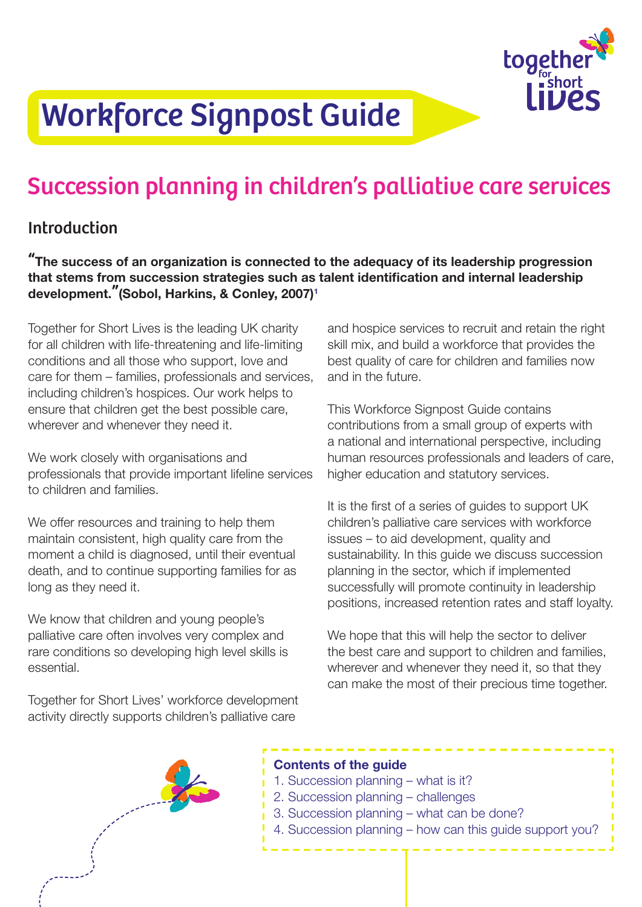# Workforce Signpost Guide

## Succession planning in children's palliative care services

### Introduction

**"The success of an organization is connected to the adequacy of its leadership progression that stems from succession strategies such as talent identification and internal leadership development."(Sobol, Harkins, & Conley, 2007)[1]**

Together for Short Lives is the leading UK charity for all children with life-threatening and life-limiting conditions and all those who support, love and care for them – families, professionals and services, including children's hospices. Our work helps to ensure that children get the best possible care, wherever and whenever they need it.

We work closely with organisations and professionals that provide important lifeline services to children and families.

We offer resources and training to help them maintain consistent, high quality care from the moment a child is diagnosed, until their eventual death, and to continue supporting families for as long as they need it.

We know that children and young people's palliative care often involves very complex and rare conditions so developing high level skills is essential.

Together for Short Lives' workforce development activity directly supports children's palliative care and hospice services to recruit and retain the right skill mix, and build a workforce that provides the best quality of care for children and families now and in the future.

This Workforce Signpost Guide contains contributions from a small group of experts with a national and international perspective, including human resources professionals and leaders of care, higher education and statutory services.

It is the first of a series of guides to support UK children's palliative care services with workforce issues – to aid development, quality and sustainability. In this guide we discuss succession planning in the sector, which if implemented successfully will promote continuity in leadership positions, increased retention rates and staff loyalty.

We hope that this will help the sector to deliver the best care and support to children and families, wherever and whenever they need it, so that they can make the most of their precious time together.

**Contents of the guide**

1. Succession planning – what is it?
2. Succession planning – challenges
3. Succession planning – what can be done?
4. Succession planning – how can this guide support you?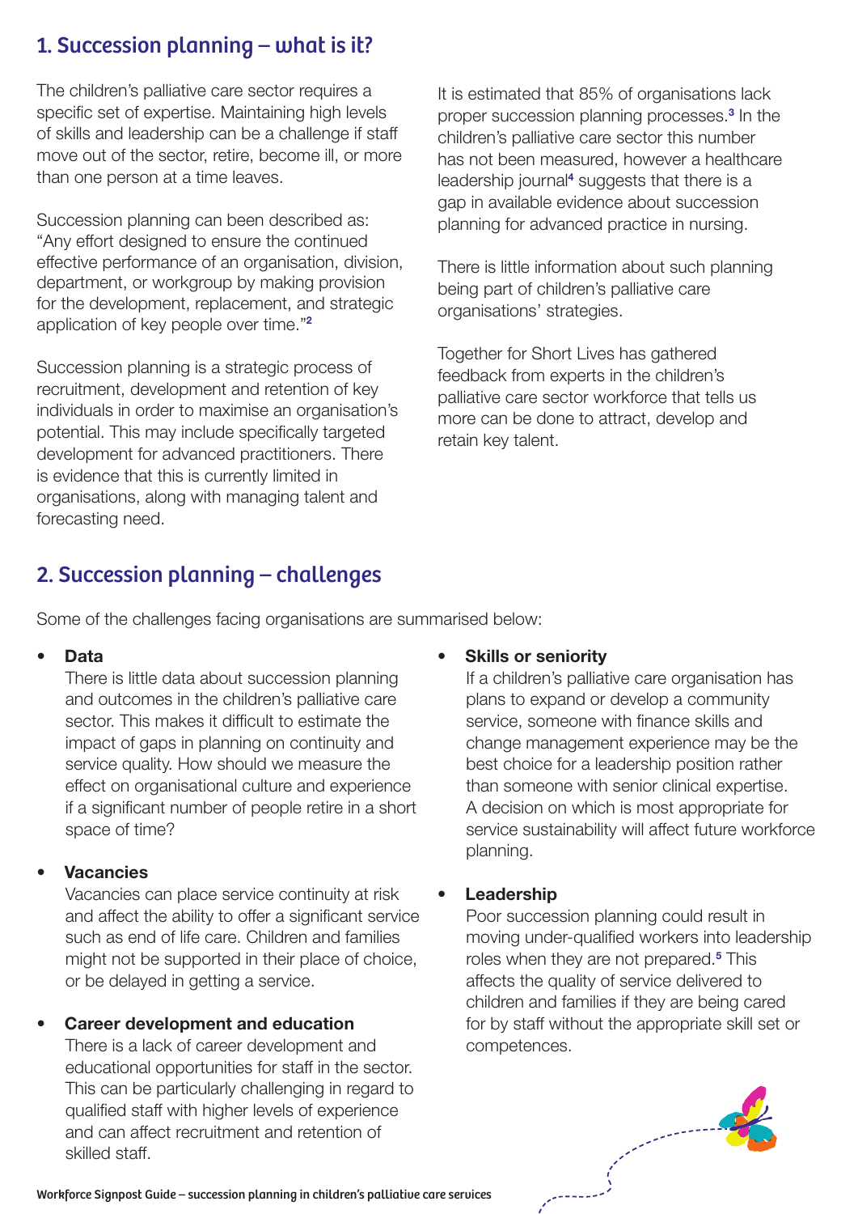## 1. Succession planning – what is it?

The children's palliative care sector requires a specific set of expertise. Maintaining high levels of skills and leadership can be a challenge if staff move out of the sector, retire, become ill, or more than one person at a time leaves.

Succession planning can been described as: "Any effort designed to ensure the continued effective performance of an organisation, division, department, or workgroup by making provision for the development, replacement, and strategic application of key people over time."[2]

Succession planning is a strategic process of recruitment, development and retention of key individuals in order to maximise an organisation's potential. This may include specifically targeted development for advanced practitioners. There is evidence that this is currently limited in organisations, along with managing talent and forecasting need.

It is estimated that 85% of organisations lack proper succession planning processes.[3] In the children's palliative care sector this number has not been measured, however a healthcare leadership journal[4] suggests that there is a gap in available evidence about succession planning for advanced practice in nursing.

There is little information about such planning being part of children's palliative care organisations' strategies.

Together for Short Lives has gathered feedback from experts in the children's palliative care sector workforce that tells us more can be done to attract, develop and retain key talent.

## 2. Succession planning – challenges

Some of the challenges facing organisations are summarised below:

- **Data**
  There is little data about succession planning and outcomes in the children's palliative care sector. This makes it difficult to estimate the impact of gaps in planning on continuity and service quality. How should we measure the effect on organisational culture and experience if a significant number of people retire in a short space of time?

- **Vacancies**
  Vacancies can place service continuity at risk and affect the ability to offer a significant service such as end of life care. Children and families might not be supported in their place of choice, or be delayed in getting a service.

- **Career development and education**
  There is a lack of career development and educational opportunities for staff in the sector. This can be particularly challenging in regard to qualified staff with higher levels of experience and can affect recruitment and retention of skilled staff.

- **Skills or seniority**
  If a children's palliative care organisation has plans to expand or develop a community service, someone with finance skills and change management experience may be the best choice for a leadership position rather than someone with senior clinical expertise. A decision on which is most appropriate for service sustainability will affect future workforce planning.

- **Leadership**
  Poor succession planning could result in moving under-qualified workers into leadership roles when they are not prepared.[5] This affects the quality of service delivered to children and families if they are being cared for by staff without the appropriate skill set or competences.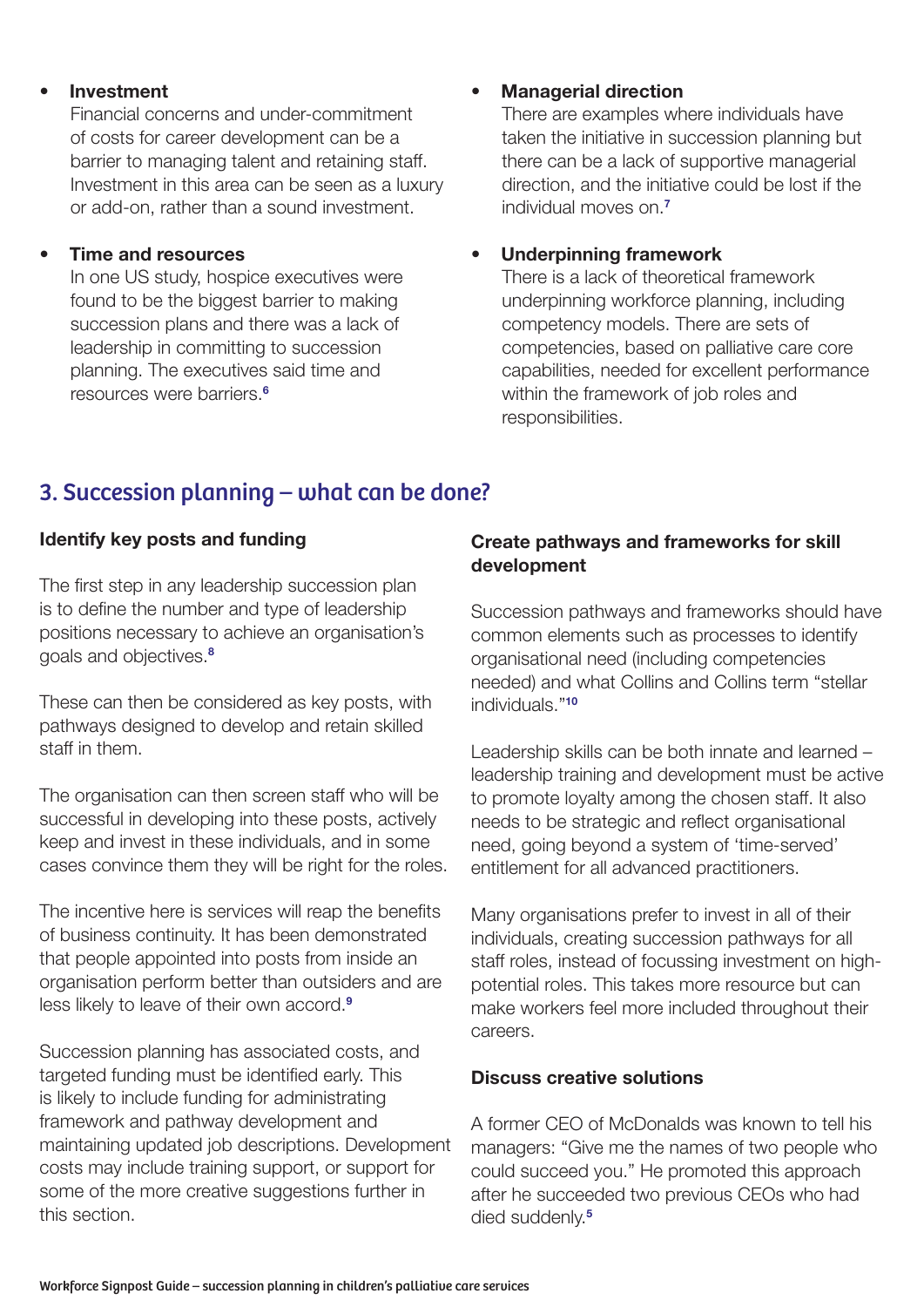- **Investment**
  Financial concerns and under-commitment of costs for career development can be a barrier to managing talent and retaining staff. Investment in this area can be seen as a luxury or add-on, rather than a sound investment.

- **Time and resources**
  In one US study, hospice executives were found to be the biggest barrier to making succession plans and there was a lack of leadership in committing to succession planning. The executives said time and resources were barriers.[6]

- **Managerial direction**
  There are examples where individuals have taken the initiative in succession planning but there can be a lack of supportive managerial direction, and the initiative could be lost if the individual moves on.[7]

- **Underpinning framework**
  There is a lack of theoretical framework underpinning workforce planning, including competency models. There are sets of competencies, based on palliative care core capabilities, needed for excellent performance within the framework of job roles and responsibilities.

## 3. Succession planning – what can be done?

**Identify key posts and funding**

The first step in any leadership succession plan is to define the number and type of leadership positions necessary to achieve an organisation's goals and objectives.[8]

These can then be considered as key posts, with pathways designed to develop and retain skilled staff in them.

The organisation can then screen staff who will be successful in developing into these posts, actively keep and invest in these individuals, and in some cases convince them they will be right for the roles.

The incentive here is services will reap the benefits of business continuity. It has been demonstrated that people appointed into posts from inside an organisation perform better than outsiders and are less likely to leave of their own accord.[9]

Succession planning has associated costs, and targeted funding must be identified early. This is likely to include funding for administrating framework and pathway development and maintaining updated job descriptions. Development costs may include training support, or support for some of the more creative suggestions further in this section.

**Create pathways and frameworks for skill development**

Succession pathways and frameworks should have common elements such as processes to identify organisational need (including competencies needed) and what Collins and Collins term "stellar individuals."[10]

Leadership skills can be both innate and learned – leadership training and development must be active to promote loyalty among the chosen staff. It also needs to be strategic and reflect organisational need, going beyond a system of 'time-served' entitlement for all advanced practitioners.

Many organisations prefer to invest in all of their individuals, creating succession pathways for all staff roles, instead of focussing investment on high-potential roles. This takes more resource but can make workers feel more included throughout their careers.

**Discuss creative solutions**

A former CEO of McDonalds was known to tell his managers: "Give me the names of two people who could succeed you." He promoted this approach after he succeeded two previous CEOs who had died suddenly.[5]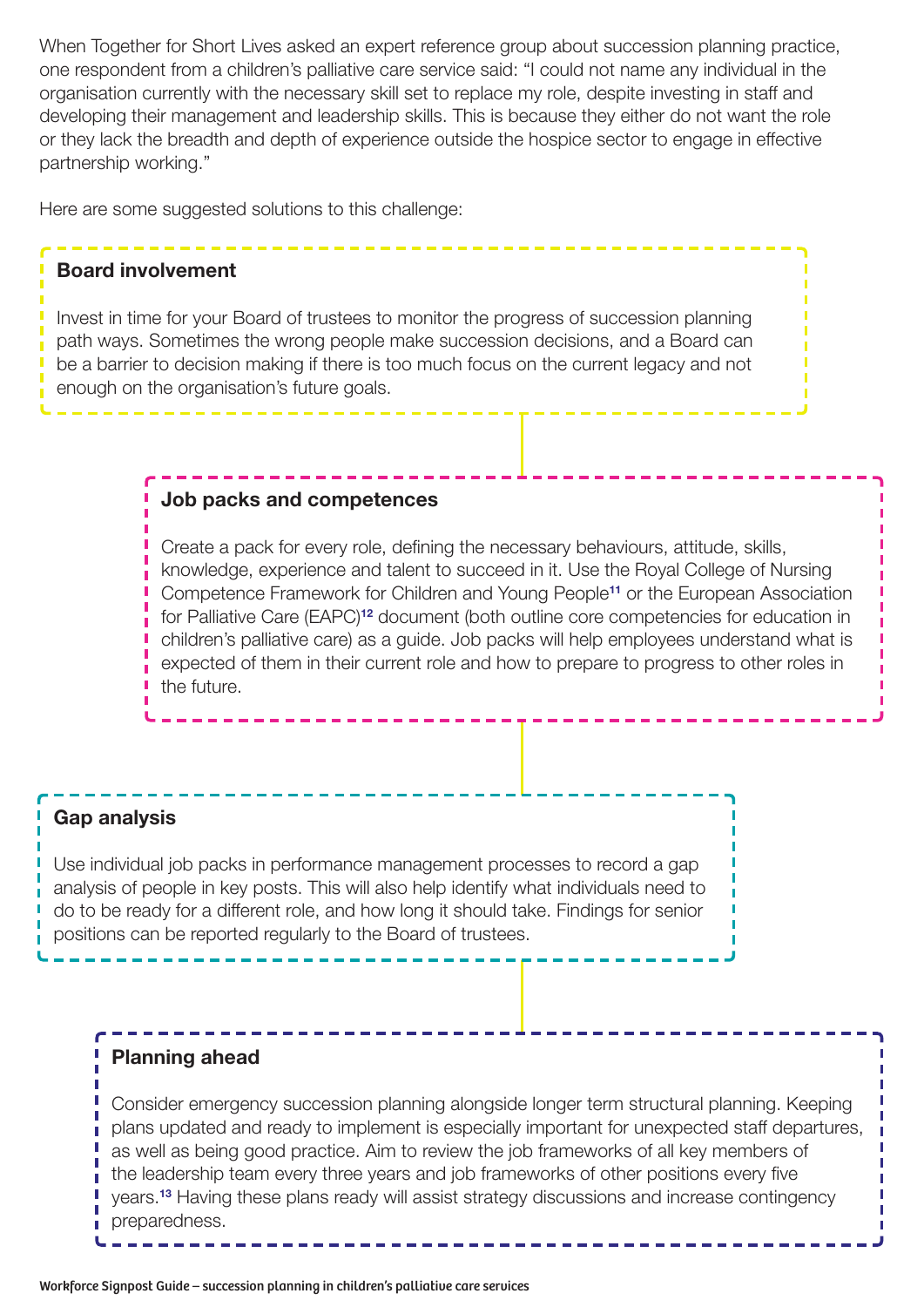When Together for Short Lives asked an expert reference group about succession planning practice, one respondent from a children's palliative care service said: "I could not name any individual in the organisation currently with the necessary skill set to replace my role, despite investing in staff and developing their management and leadership skills. This is because they either do not want the role or they lack the breadth and depth of experience outside the hospice sector to engage in effective partnership working."

Here are some suggested solutions to this challenge:

### Board involvement

Invest in time for your Board of trustees to monitor the progress of succession planning path ways. Sometimes the wrong people make succession decisions, and a Board can be a barrier to decision making if there is too much focus on the current legacy and not enough on the organisation's future goals.

### Job packs and competences

Create a pack for every role, defining the necessary behaviours, attitude, skills, knowledge, experience and talent to succeed in it. Use the Royal College of Nursing Competence Framework for Children and Young People[11] or the European Association for Palliative Care (EAPC)[12] document (both outline core competencies for education in children's palliative care) as a guide. Job packs will help employees understand what is expected of them in their current role and how to prepare to progress to other roles in the future.

### Gap analysis

Use individual job packs in performance management processes to record a gap analysis of people in key posts. This will also help identify what individuals need to do to be ready for a different role, and how long it should take. Findings for senior positions can be reported regularly to the Board of trustees.

### Planning ahead

Consider emergency succession planning alongside longer term structural planning. Keeping plans updated and ready to implement is especially important for unexpected staff departures, as well as being good practice. Aim to review the job frameworks of all key members of the leadership team every three years and job frameworks of other positions every five years.[13] Having these plans ready will assist strategy discussions and increase contingency preparedness.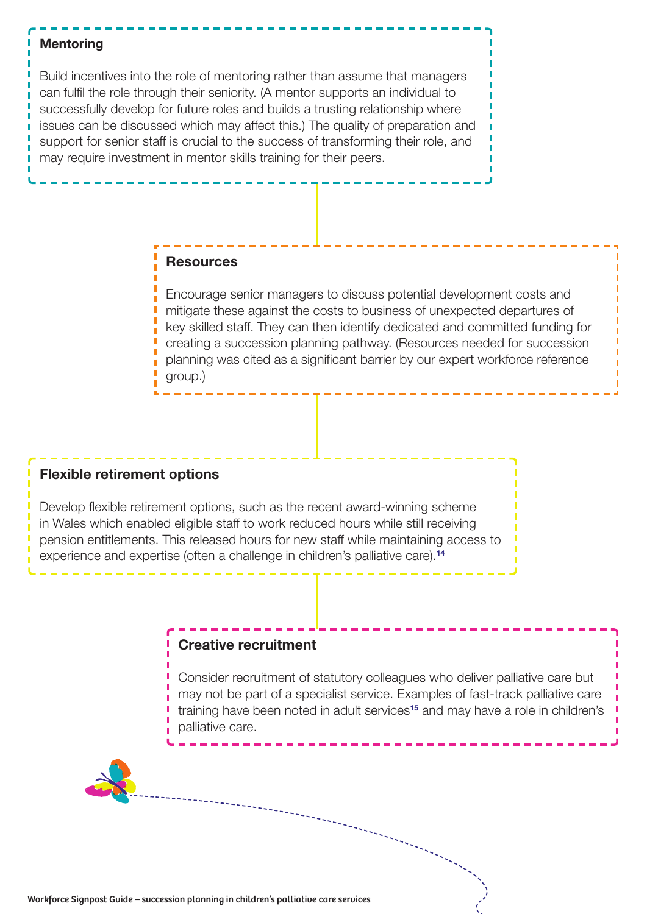### Mentoring

Build incentives into the role of mentoring rather than assume that managers can fulfil the role through their seniority. (A mentor supports an individual to successfully develop for future roles and builds a trusting relationship where issues can be discussed which may affect this.) The quality of preparation and support for senior staff is crucial to the success of transforming their role, and may require investment in mentor skills training for their peers.

### Resources

Encourage senior managers to discuss potential development costs and mitigate these against the costs to business of unexpected departures of key skilled staff. They can then identify dedicated and committed funding for creating a succession planning pathway. (Resources needed for succession planning was cited as a significant barrier by our expert workforce reference group.)

### Flexible retirement options

Develop flexible retirement options, such as the recent award-winning scheme in Wales which enabled eligible staff to work reduced hours while still receiving pension entitlements. This released hours for new staff while maintaining access to experience and expertise (often a challenge in children's palliative care).[14]

### Creative recruitment

Consider recruitment of statutory colleagues who deliver palliative care but may not be part of a specialist service. Examples of fast-track palliative care training have been noted in adult services[15] and may have a role in children's palliative care.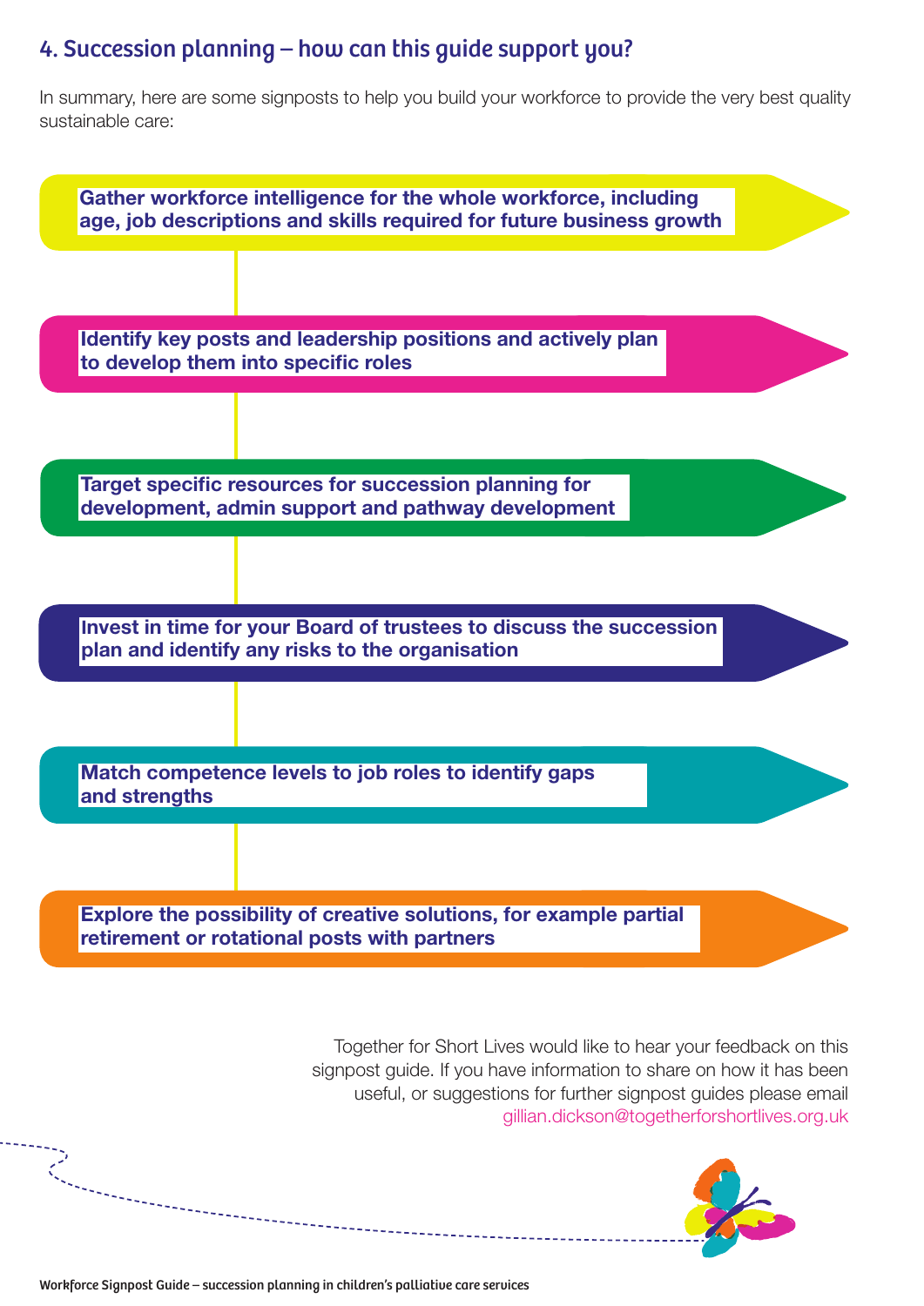## 4. Succession planning – how can this guide support you?

In summary, here are some signposts to help you build your workforce to provide the very best quality sustainable care:

- **Gather workforce intelligence for the whole workforce, including age, job descriptions and skills required for future business growth**
- **Identify key posts and leadership positions and actively plan to develop them into specific roles**
- **Target specific resources for succession planning for development, admin support and pathway development**
- **Invest in time for your Board of trustees to discuss the succession plan and identify any risks to the organisation**
- **Match competence levels to job roles to identify gaps and strengths**
- **Explore the possibility of creative solutions, for example partial retirement or rotational posts with partners**

Together for Short Lives would like to hear your feedback on this signpost guide. If you have information to share on how it has been useful, or suggestions for further signpost guides please email gillian.dickson@togetherforshortlives.org.uk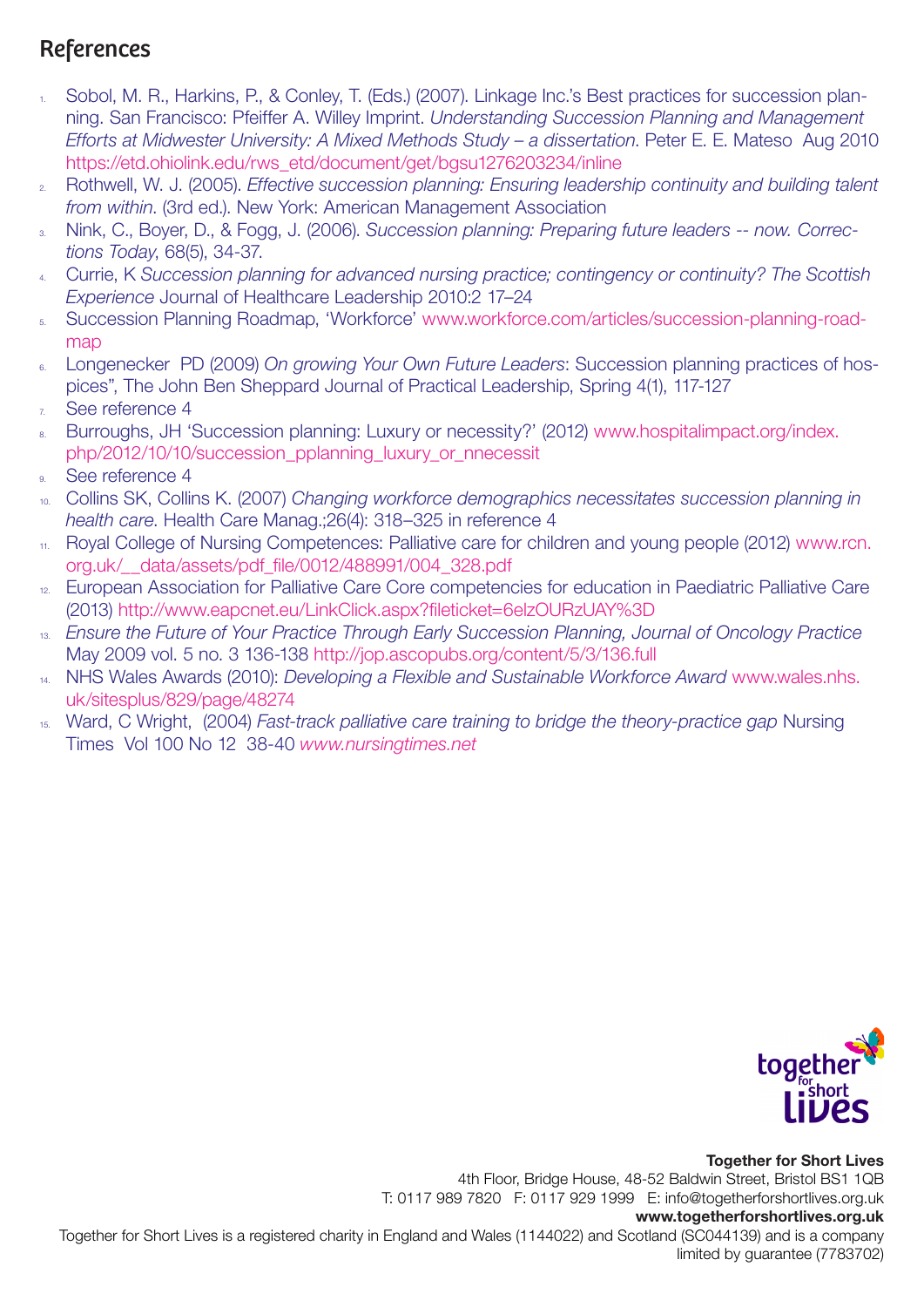# References

1. Sobol, M. R., Harkins, P., & Conley, T. (Eds.) (2007). Linkage Inc.'s Best practices for succession planning. San Francisco: Pfeiffer A. Willey Imprint. *Understanding Succession Planning and Management Efforts at Midwester University: A Mixed Methods Study – a dissertation*. Peter E. E. Mateso Aug 2010 https://etd.ohiolink.edu/rws_etd/document/get/bgsu1276203234/inline
2. Rothwell, W. J. (2005). *Effective succession planning: Ensuring leadership continuity and building talent from within*. (3rd ed.). New York: American Management Association
3. Nink, C., Boyer, D., & Fogg, J. (2006). *Succession planning: Preparing future leaders -- now. Corrections Today*, 68(5), 34-37.
4. Currie, K *Succession planning for advanced nursing practice; contingency or continuity? The Scottish Experience* Journal of Healthcare Leadership 2010:2 17–24
5. Succession Planning Roadmap, 'Workforce' www.workforce.com/articles/succession-planning-roadmap
6. Longenecker PD (2009) *On growing Your Own Future Leaders*: Succession planning practices of hospices", The John Ben Sheppard Journal of Practical Leadership, Spring 4(1), 117-127
7. See reference 4
8. Burroughs, JH 'Succession planning: Luxury or necessity?' (2012) www.hospitalimpact.org/index.php/2012/10/10/succession_pplanning_luxury_or_nnecessit
9. See reference 4
10. Collins SK, Collins K. (2007) *Changing workforce demographics necessitates succession planning in health care*. Health Care Manag.;26(4): 318–325 in reference 4
11. Royal College of Nursing Competences: Palliative care for children and young people (2012) www.rcn.org.uk/__data/assets/pdf_file/0012/488991/004_328.pdf
12. European Association for Palliative Care Core competencies for education in Paediatric Palliative Care (2013) http://www.eapcnet.eu/LinkClick.aspx?fileticket=6elzOURzUAY%3D
13. *Ensure the Future of Your Practice Through Early Succession Planning, Journal of Oncology Practice* May 2009 vol. 5 no. 3 136-138 http://jop.ascopubs.org/content/5/3/136.full
14. NHS Wales Awards (2010): *Developing a Flexible and Sustainable Workforce Award* www.wales.nhs.uk/sitesplus/829/page/48274
15. Ward, C Wright, (2004) *Fast-track palliative care training to bridge the theory-practice gap* Nursing Times Vol 100 No 12 38-40 *www.nursingtimes.net*

together for short lives

**Together for Short Lives**
4th Floor, Bridge House, 48-52 Baldwin Street, Bristol BS1 1QB
T: 0117 989 7820 F: 0117 929 1999 E: info@togetherforshortlives.org.uk
**www.togetherforshortlives.org.uk**
Together for Short Lives is a registered charity in England and Wales (1144022) and Scotland (SC044139) and is a company limited by guarantee (7783702)